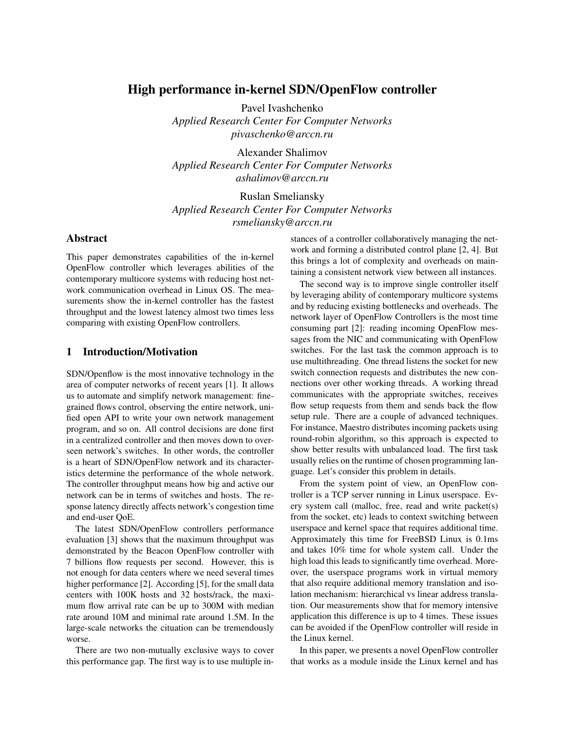# High performance in-kernel SDN/OpenFlow controller

Pavel Ivashchenko
*Applied Research Center For Computer Networks*
*pivaschenko@arccn.ru*

Alexander Shalimov
*Applied Research Center For Computer Networks*
*ashalimov@arccn.ru*

Ruslan Smeliansky
*Applied Research Center For Computer Networks*
*rsmeliansky@arccn.ru*

## Abstract

This paper demonstrates capabilities of the in-kernel OpenFlow controller which leverages abilities of the contemporary multicore systems with reducing host network communication overhead in Linux OS. The measurements show the in-kernel controller has the fastest throughput and the lowest latency almost two times less comparing with existing OpenFlow controllers.

## 1 Introduction/Motivation

SDN/Openflow is the most innovative technology in the area of computer networks of recent years [1]. It allows us to automate and simplify network management: fine-grained flows control, observing the entire network, unified open API to write your own network management program, and so on. All control decisions are done first in a centralized controller and then moves down to overseen network's switches. In other words, the controller is a heart of SDN/OpenFlow network and its characteristics determine the performance of the whole network. The controller throughput means how big and active our network can be in terms of switches and hosts. The response latency directly affects network's congestion time and end-user QoE.

The latest SDN/OpenFlow controllers performance evaluation [3] shows that the maximum throughput was demonstrated by the Beacon OpenFlow controller with 7 billions flow requests per second. However, this is not enough for data centers where we need several times higher performance [2]. According [5], for the small data centers with 100K hosts and 32 hosts/rack, the maximum flow arrival rate can be up to 300M with median rate around 10M and minimal rate around 1.5M. In the large-scale networks the cituation can be tremendously worse.

There are two non-mutually exclusive ways to cover this performance gap. The first way is to use multiple instances of a controller collaboratively managing the network and forming a distributed control plane [2, 4]. But this brings a lot of complexity and overheads on maintaining a consistent network view between all instances.

The second way is to improve single controller itself by leveraging ability of contemporary multicore systems and by reducing existing bottlenecks and overheads. The network layer of OpenFlow Controllers is the most time consuming [2]: reading incoming OpenFlow messages from the NIC and communicating with OpenFlow switches. For the last task the common approach is to use multithreading. One thread listens the socket for new switch connection requests and distributes the new connections over other working threads. A working thread communicates with the appropriate switches, receives flow setup requests from them and sends back the flow setup rule. There are a couple of advanced techniques. For instance, Maestro distributes incoming packets using round-robin algorithm, so this approach is expected to show better results with unbalanced load. The first task usually relies on the runtime of chosen programming language. Let's consider this problem in details.

From the system point of view, an OpenFlow controller is a TCP server running in Linux userspace. Every system call (malloc, free, read and write packet(s) from the socket, etc) leads to context switching between userspace and kernel space that requires additional time. Approximately this time for FreeBSD Linux is 0.1ms and takes 10% time for whole system call. Under the high load this leads to significantly time overhead. Moreover, the userspace programs work in virtual memory that also require additional memory translation and isolation mechanism: hierarchical vs linear address translation. Our measurements show that for memory intensive application this difference is up to 4 times. These issues can be avoided if the OpenFlow controller will reside in the Linux kernel.

In this paper, we presents a novel OpenFlow controller that works as a module inside the Linux kernel and has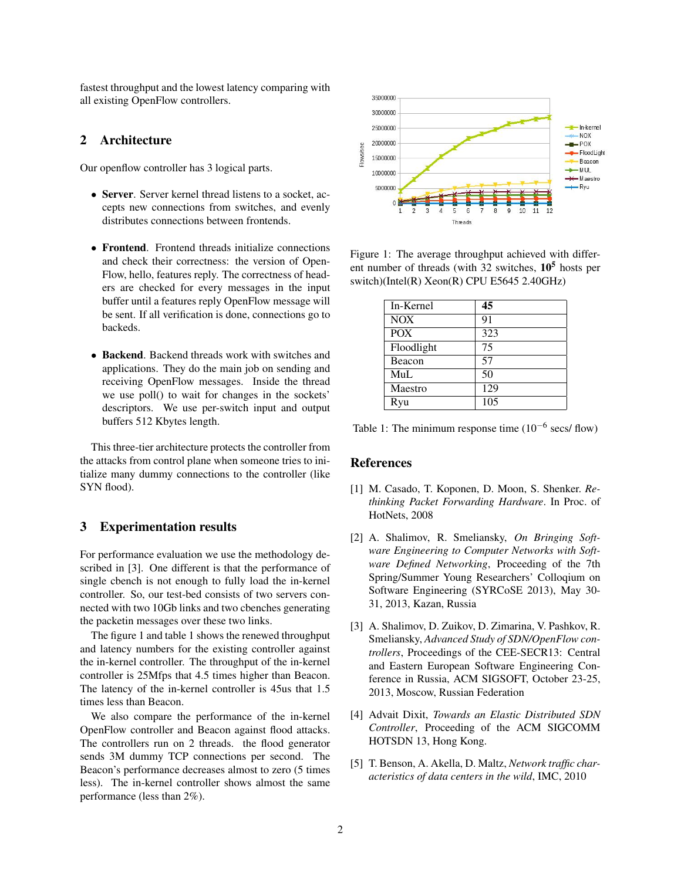fastest throughput and the lowest latency comparing with all existing OpenFlow controllers.

## 2 Architecture

Our openflow controller has 3 logical parts.

- **Server**. Server kernel thread listens to a socket, accepts new connections from switches, and evenly distributes connections between frontends.

- **Frontend**. Frontend threads initialize connections and check their correctness: the version of OpenFlow, hello, features reply. The correctness of headers are checked for every messages in the input buffer until a features reply OpenFlow message will be sent. If all verification is done, connections go to backeds.

- **Backend**. Backend threads work with switches and applications. They do the main job on sending and receiving OpenFlow messages. Inside the thread we use poll() to wait for changes in the sockets' descriptors. We use per-switch input and output buffers 512 Kbytes length.

This three-tier architecture protects the controller from the attacks from control plane when someone tries to initialize many dummy connections to the controller (like SYN flood).

## 3 Experimentation results

For performance evaluation we use the methodology described in [3]. One different is that the performance of single cbench is not enough to fully load the in-kernel controller. So, our test-bed consists of two servers connected with two 10Gb links and two cbenches generating the packetin messages over these two links.

The figure 1 and table 1 shows the renewed throughput and latency numbers for the existing controller against the in-kernel controller. The throughput of the in-kernel controller is 25Mfps that 4.5 times higher than Beacon. The latency of the in-kernel controller is 45us that 1.5 times less than Beacon.

We also compare the performance of the in-kernel OpenFlow controller and Beacon against flood attacks. The controllers run on 2 threads. the flood generator sends 3M dummy TCP connections per second. The Beacon's performance decreases almost to zero (5 times less). The in-kernel controller shows almost the same performance (less than 2%).

35000000
30000000
25000000
20000000
15000000
10000000
5000000
0
Flows/sec
1 2 3 4 5 6 7 8 9 10 11 12
Threads
In-kernel
NOX
POX
FloodLight
Beacon
MUL
Maestro
Ryu

Figure 1: The average throughput achieved with different number of threads (with 32 switches, $\mathbf{10^5}$ hosts per switch)(Intel(R) Xeon(R) CPU E5645 2.40GHz)

| | |
|---|---|
| In-Kernel | **45** |
| NOX | 91 |
| POX | 323 |
| Floodlight | 75 |
| Beacon | 57 |
| MuL | 50 |
| Maestro | 129 |
| Ryu | 105 |

Table 1: The minimum response time ($10^{-6}$ secs/ flow)

## References

[1] M. Casado, T. Koponen, D. Moon, S. Shenker. *Rethinking Packet Forwarding Hardware*. In Proc. of HotNets, 2008

[2] A. Shalimov, R. Smeliansky, *On Bringing Software Engineering to Computer Networks with Software Defined Networking*, Proceeding of the 7th Spring/Summer Young Researchers' Colloqium on Software Engineering (SYRCoSE 2013), May 30-31, 2013, Kazan, Russia

[3] A. Shalimov, D. Zuikov, D. Zimarina, V. Pashkov, R. Smeliansky, *Advanced Study of SDN/OpenFlow controllers*, Proceedings of the CEE-SECR13: Central and Eastern European Software Engineering Conference in Russia, ACM SIGSOFT, October 23-25, 2013, Moscow, Russian Federation

[4] Advait Dixit, *Towards an Elastic Distributed SDN Controller*, Proceeding of the ACM SIGCOMM HOTSDN 13, Hong Kong.

[5] T. Benson, A. Akella, D. Maltz, *Network traffic characteristics of data centers in the wild*, IMC, 2010